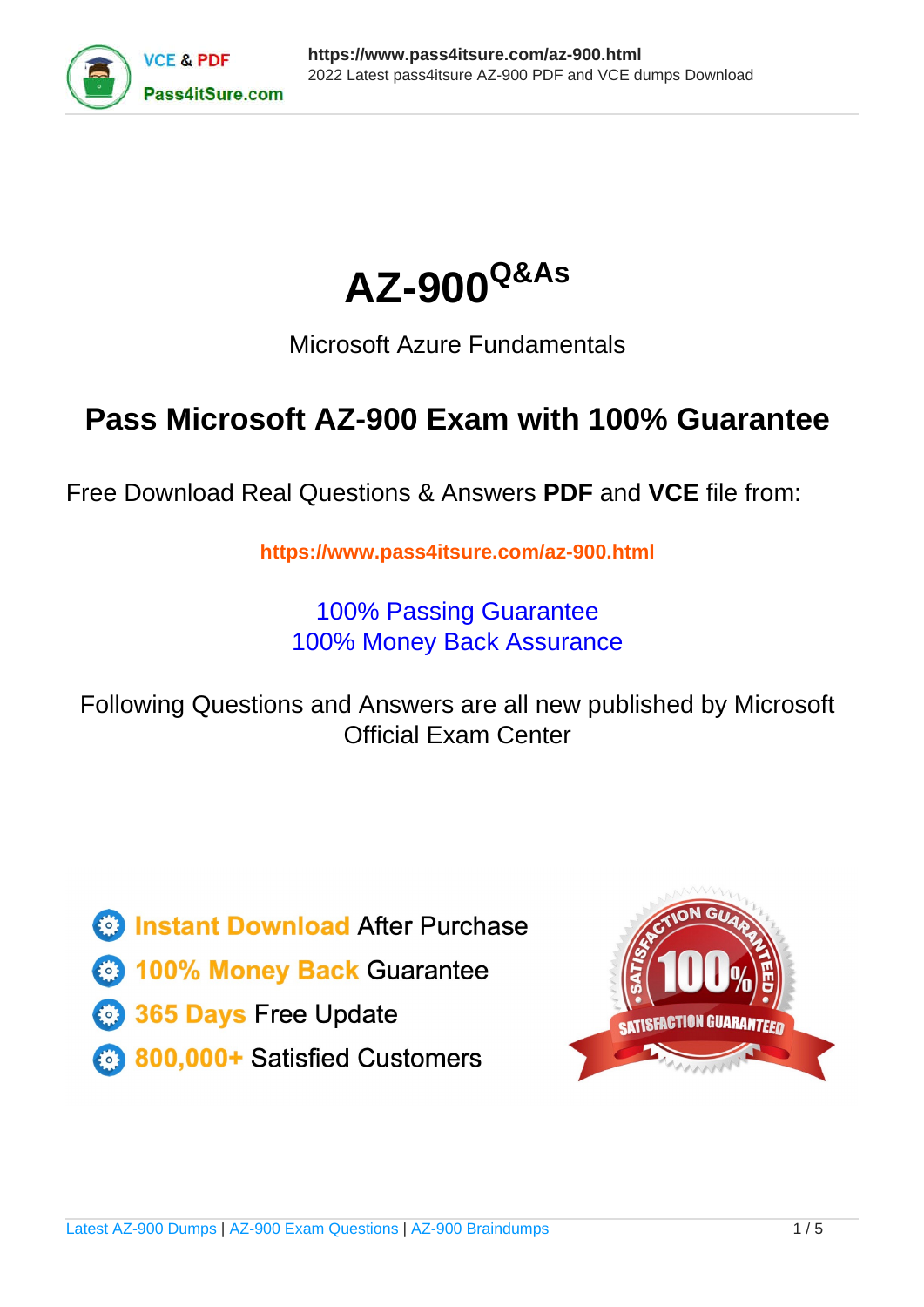# AZ-900[Q&As]

Microsoft Azure Fundamentals

## Pass Microsoft AZ-900 Exam with 100% Guarantee

Free Download Real Questions & Answers **PDF** and **VCE** file from:

https://www.pass4itsure.com/az-900.html

100% Passing Guarantee
100% Money Back Assurance

Following Questions and Answers are all new published by Microsoft Official Exam Center

- Instant Download After Purchase
- 100% Money Back Guarantee
- 365 Days Free Update
- 800,000+ Satisfied Customers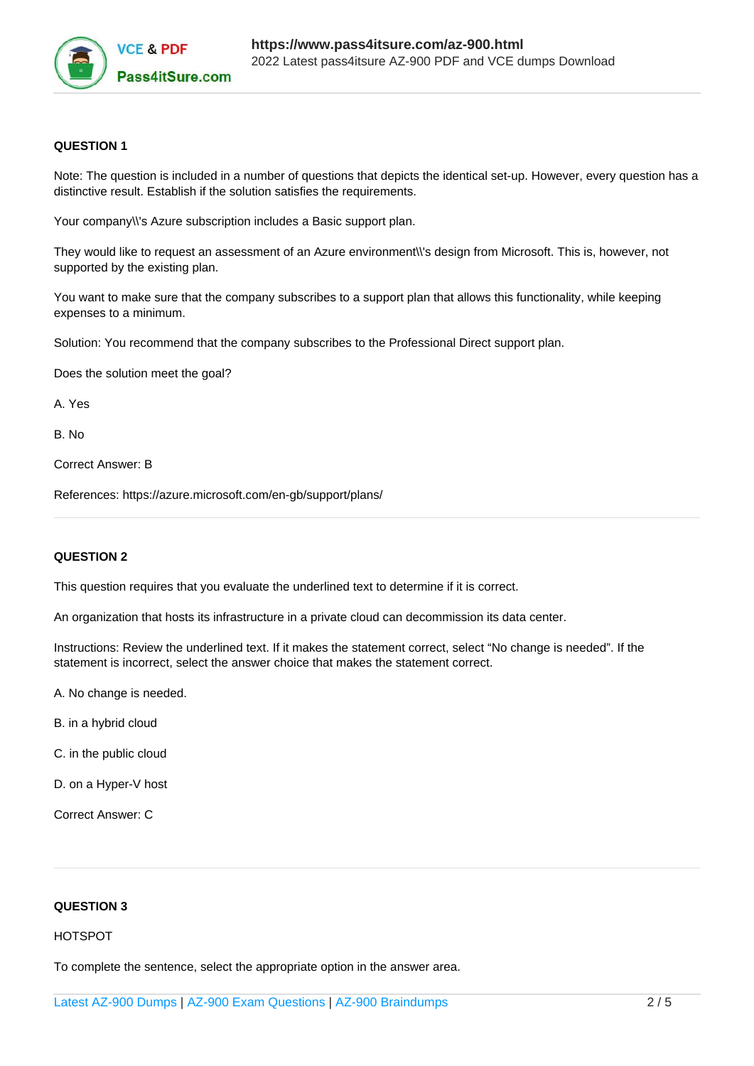**QUESTION 1**

Note: The question is included in a number of questions that depicts the identical set-up. However, every question has a distinctive result. Establish if the solution satisfies the requirements.

Your company\\'s Azure subscription includes a Basic support plan.

They would like to request an assessment of an Azure environment\\'s design from Microsoft. This is, however, not supported by the existing plan.

You want to make sure that the company subscribes to a support plan that allows this functionality, while keeping expenses to a minimum.

Solution: You recommend that the company subscribes to the Professional Direct support plan.

Does the solution meet the goal?

A. Yes

B. No

Correct Answer: B

References: https://azure.microsoft.com/en-gb/support/plans/

---

**QUESTION 2**

This question requires that you evaluate the underlined text to determine if it is correct.

An organization that hosts its infrastructure in a private cloud can decommission its data center.

Instructions: Review the underlined text. If it makes the statement correct, select "No change is needed". If the statement is incorrect, select the answer choice that makes the statement correct.

A. No change is needed.

B. in a hybrid cloud

C. in the public cloud

D. on a Hyper-V host

Correct Answer: C

---

**QUESTION 3**

HOTSPOT

To complete the sentence, select the appropriate option in the answer area.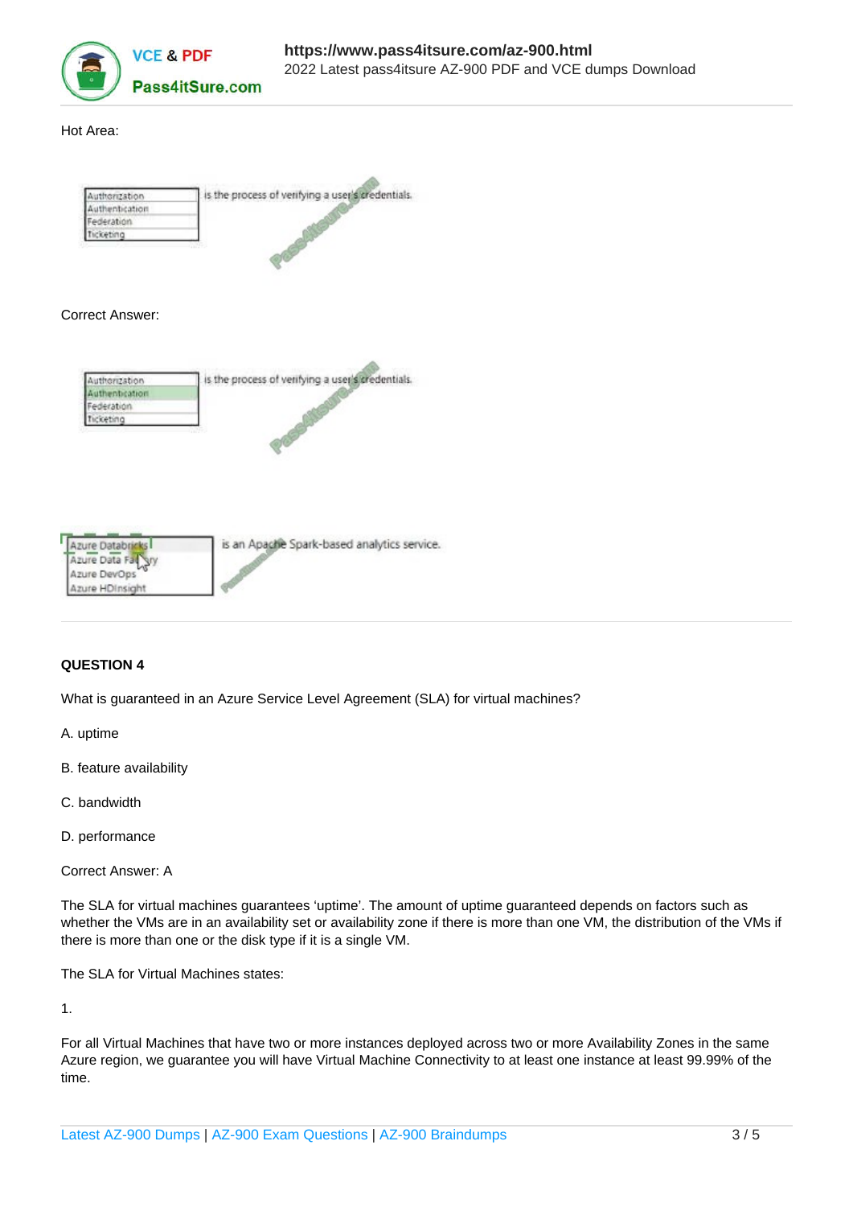Hot Area:

| Authorization |
|---|
| Authentication |
| Federation |
| Ticketing |

is the process of verifying a user's credentials.

Correct Answer:

| Authorization |
|---|
| **Authentication** |
| Federation |
| Ticketing |

is the process of verifying a user's credentials.

| Azure Databricks |
|---|
| Azure Data Factory |
| Azure DevOps |
| Azure HDInsight |

is an Apache Spark-based analytics service.

**QUESTION 4**

What is guaranteed in an Azure Service Level Agreement (SLA) for virtual machines?

A. uptime

B. feature availability

C. bandwidth

D. performance

Correct Answer: A

The SLA for virtual machines guarantees 'uptime'. The amount of uptime guaranteed depends on factors such as whether the VMs are in an availability set or availability zone if there is more than one VM, the distribution of the VMs if there is more than one or the disk type if it is a single VM.

The SLA for Virtual Machines states:

1.

For all Virtual Machines that have two or more instances deployed across two or more Availability Zones in the same Azure region, we guarantee you will have Virtual Machine Connectivity to at least one instance at least 99.99% of the time.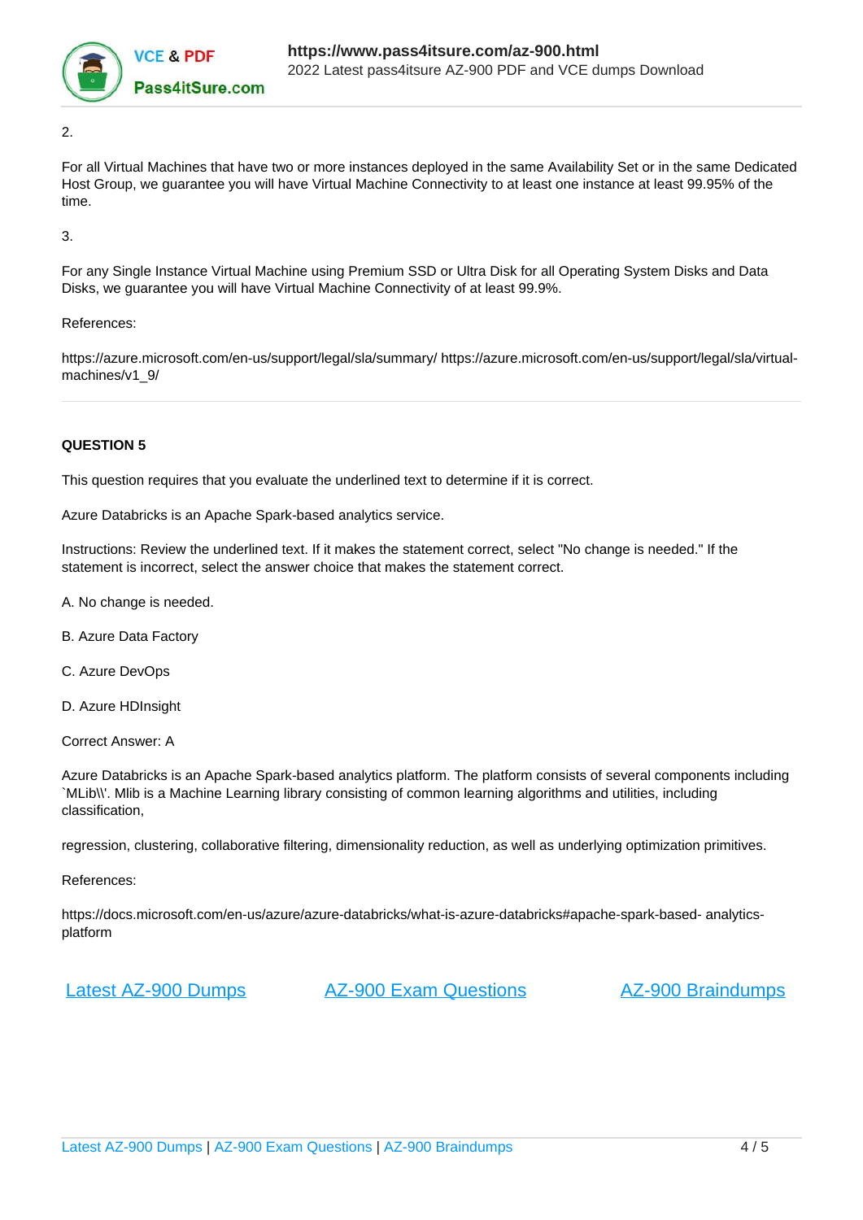2.

For all Virtual Machines that have two or more instances deployed in the same Availability Set or in the same Dedicated Host Group, we guarantee you will have Virtual Machine Connectivity to at least one instance at least 99.95% of the time.

3.

For any Single Instance Virtual Machine using Premium SSD or Ultra Disk for all Operating System Disks and Data Disks, we guarantee you will have Virtual Machine Connectivity of at least 99.9%.

References:

https://azure.microsoft.com/en-us/support/legal/sla/summary/ https://azure.microsoft.com/en-us/support/legal/sla/virtual-machines/v1_9/

---

**QUESTION 5**

This question requires that you evaluate the underlined text to determine if it is correct.

Azure Databricks is an Apache Spark-based analytics service.

Instructions: Review the underlined text. If it makes the statement correct, select "No change is needed." If the statement is incorrect, select the answer choice that makes the statement correct.

A. No change is needed.

B. Azure Data Factory

C. Azure DevOps

D. Azure HDInsight

Correct Answer: A

Azure Databricks is an Apache Spark-based analytics platform. The platform consists of several components including `MLib\'. Mlib is a Machine Learning library consisting of common learning algorithms and utilities, including classification,

regression, clustering, collaborative filtering, dimensionality reduction, as well as underlying optimization primitives.

References:

https://docs.microsoft.com/en-us/azure/azure-databricks/what-is-azure-databricks#apache-spark-based- analytics-platform

[Latest AZ-900 Dumps](https://www.pass4itsure.com/az-900.html) [AZ-900 Exam Questions](https://www.pass4itsure.com/az-900.html) [AZ-900 Braindumps](https://www.pass4itsure.com/az-900.html)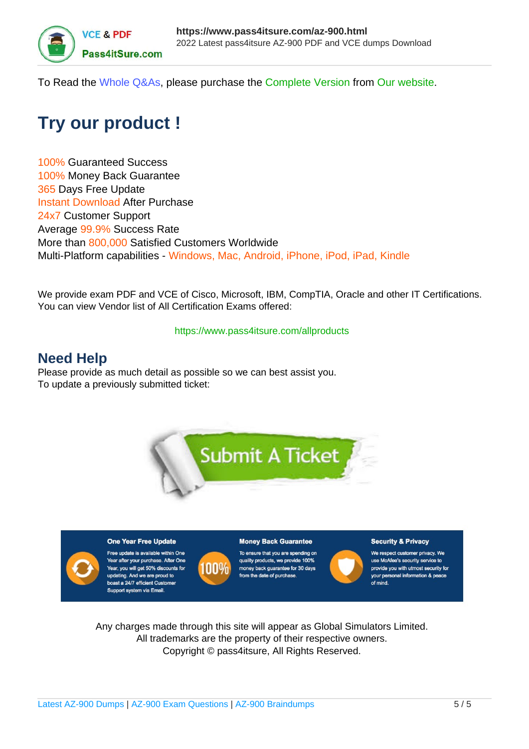To Read the Whole Q&As, please purchase the Complete Version from Our website.

# Try our product !

100% Guaranteed Success
100% Money Back Guarantee
365 Days Free Update
Instant Download After Purchase
24x7 Customer Support
Average 99.9% Success Rate
More than 800,000 Satisfied Customers Worldwide
Multi-Platform capabilities - Windows, Mac, Android, iPhone, iPod, iPad, Kindle

We provide exam PDF and VCE of Cisco, Microsoft, IBM, CompTIA, Oracle and other IT Certifications.
You can view Vendor list of All Certification Exams offered:

https://www.pass4itsure.com/allproducts

## Need Help

Please provide as much detail as possible so we can best assist you.
To update a previously submitted ticket:

Submit A Ticket

**One Year Free Update**
Free update is available within One Year after your purchase. After One Year, you will get 50% discounts for updating. And we are proud to boast a 24/7 efficient Customer Support system via Email.

**Money Back Guarantee**
To ensure that you are spending on quality products, we provide 100% money back guarantee for 30 days from the date of purchase.

**Security & Privacy**
We respect customer privacy. We use McAfee's security service to provide you with utmost security for your personal information & peace of mind.

Any charges made through this site will appear as Global Simulators Limited.
All trademarks are the property of their respective owners.
Copyright © pass4itsure, All Rights Reserved.